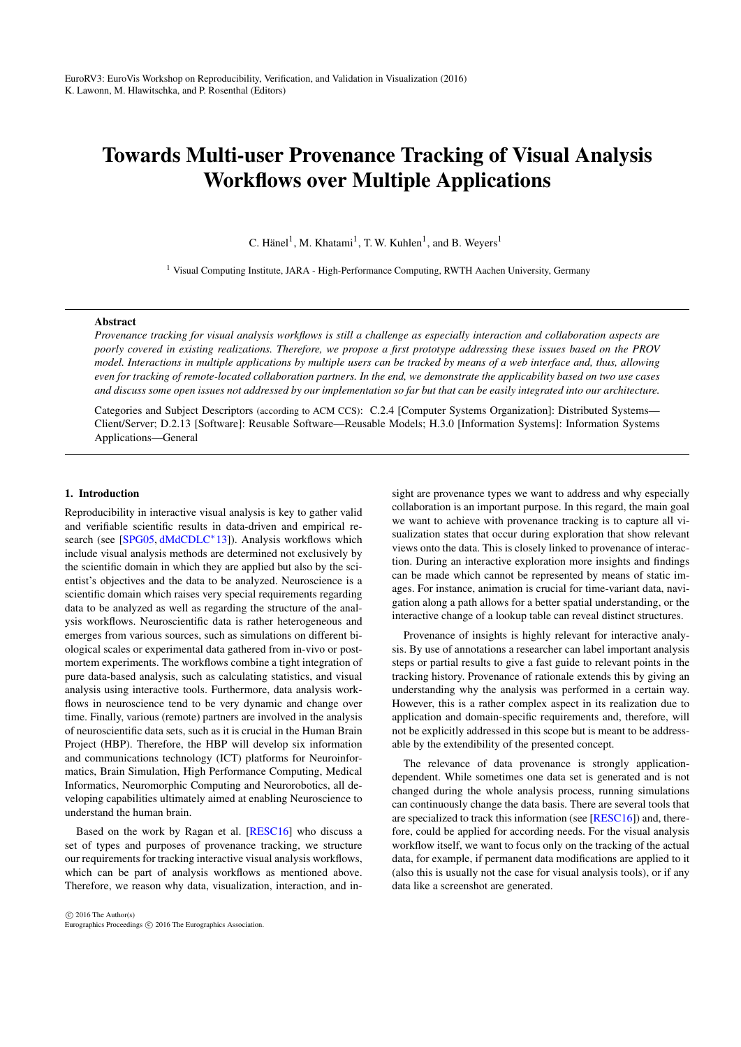# Towards Multi-user Provenance Tracking of Visual Analysis Workflows over Multiple Applications

C. Hänel[1], M. Khatami[1], T. W. Kuhlen[1], and B. Weyers[1]

[1] Visual Computing Institute, JARA - High-Performance Computing, RWTH Aachen University, Germany

## Abstract

*Provenance tracking for visual analysis workflows is still a challenge as especially interaction and collaboration aspects are poorly covered in existing realizations. Therefore, we propose a first prototype addressing these issues based on the PROV model. Interactions in multiple applications by multiple users can be tracked by means of a web interface and, thus, allowing even for tracking of remote-located collaboration partners. In the end, we demonstrate the applicability based on two use cases and discuss some open issues not addressed by our implementation so far but that can be easily integrated into our architecture.*

Categories and Subject Descriptors (according to ACM CCS): C.2.4 [Computer Systems Organization]: Distributed Systems—Client/Server; D.2.13 [Software]: Reusable Software—Reusable Models; H.3.0 [Information Systems]: Information Systems Applications—General

## 1. Introduction

Reproducibility in interactive visual analysis is key to gather valid and verifiable scientific results in data-driven and empirical research (see [SPG05, dMdCDLC*13]). Analysis workflows which include visual analysis methods are determined not exclusively by the scientific domain in which they are applied but also by the scientist's objectives and the data to be analyzed. Neuroscience is a scientific domain which raises very special requirements regarding data to be analyzed as well as regarding the structure of the analysis workflows. Neuroscientific data is rather heterogeneous and emerges from various sources, such as simulations on different biological scales or experimental data gathered from in-vivo or post-mortem experiments. The workflows combine a tight integration of pure data-based analysis, such as calculating statistics, and visual analysis using interactive tools. Furthermore, data analysis workflows in neuroscience tend to be very dynamic and change over time. Finally, various (remote) partners are involved in the analysis of neuroscientific data sets, such as it is crucial in the Human Brain Project (HBP). Therefore, the HBP will develop six information and communications technology (ICT) platforms for Neuroinformatics, Brain Simulation, High Performance Computing, Medical Informatics, Neuromorphic Computing and Neurorobotics, all developing capabilities ultimately aimed at enabling Neuroscience to understand the human brain.

Based on the work by Ragan et al. [RESC16] who discuss a set of types and purposes of provenance tracking, we structure our requirements for tracking interactive visual analysis workflows, which can be part of analysis workflows as mentioned above. Therefore, we reason why data, visualization, interaction, and insight are provenance types we want to address and why especially collaboration is an important purpose. In this regard, the main goal we want to achieve with provenance tracking is to capture all visualization states that occur during exploration that show relevant views onto the data. This is closely linked to provenance of interaction. During an interactive exploration more insights and findings can be made which cannot be represented by means of static images. For instance, animation is crucial for time-variant data, navigation along a path allows for a better spatial understanding, or the interactive change of a lookup table can reveal distinct structures.

Provenance of insights is highly relevant for interactive analysis. By use of annotations a researcher can label important analysis steps or partial results to give a fast guide to relevant points in the tracking history. Provenance of rationale extends this by giving an understanding why the analysis was performed in a certain way. However, this is a rather complex aspect in its realization due to application and domain-specific requirements and, therefore, will not be explicitly addressed in this scope but is meant to be addressable by the extendibility of the presented concept.

The relevance of data provenance is strongly application-dependent. While sometimes one data set is generated and is not changed during the whole analysis process, running simulations can continuously change the data basis. There are several tools that are specialized to track this information (see [RESC16]) and, therefore, could be applied for according needs. For the visual analysis workflow itself, we want to focus only on the tracking of the actual data, for example, if permanent data modifications are applied to it (also this is usually not the case for visual analysis tools), or if any data like a screenshot are generated.

© 2016 The Author(s)
Eurographics Proceedings © 2016 The Eurographics Association.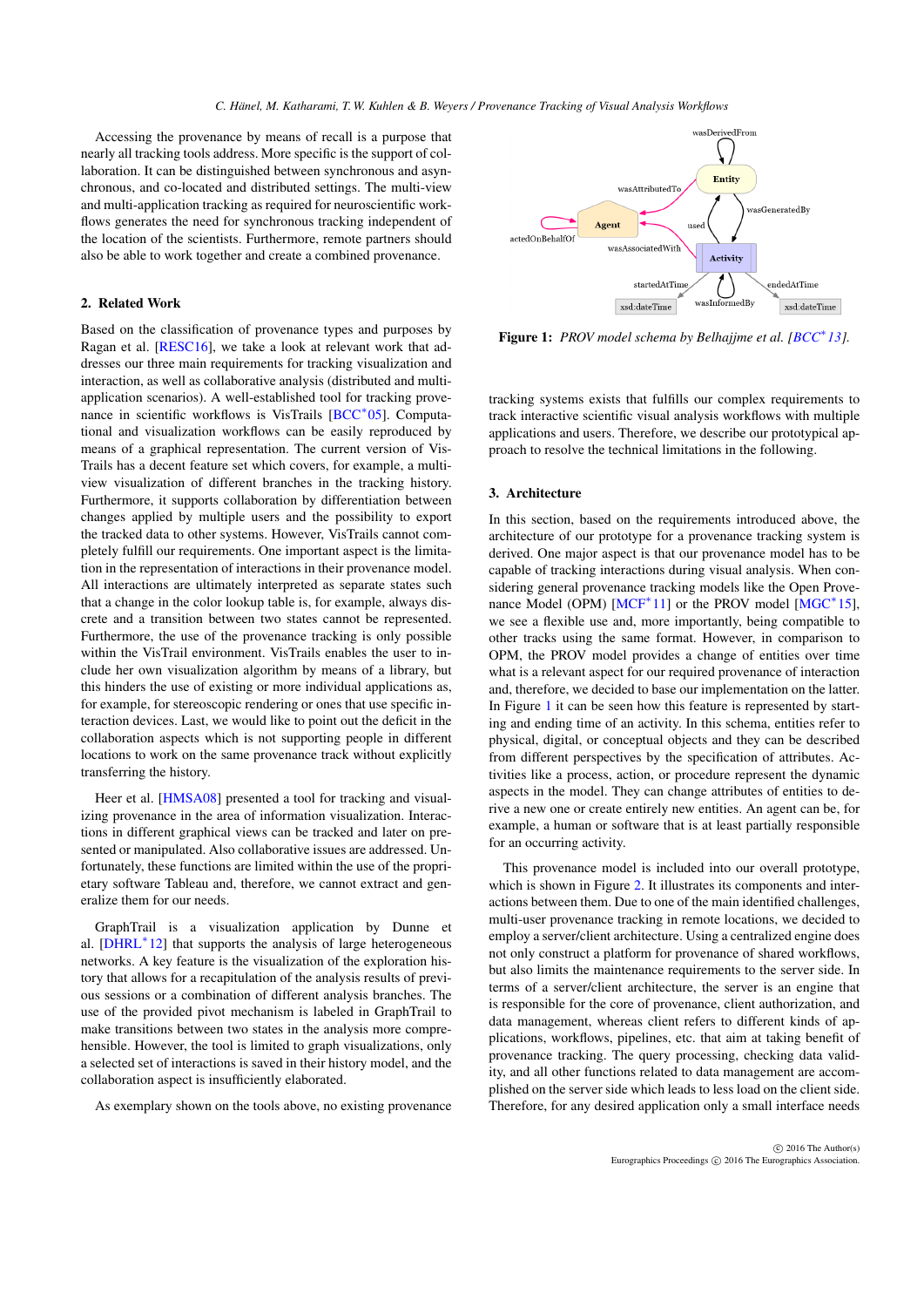Accessing the provenance by means of recall is a purpose that nearly all tracking tools address. More specific is the support of collaboration. It can be distinguished between synchronous and asynchronous, and co-located and distributed settings. The multi-view and multi-application tracking as required for neuroscientific workflows generates the need for synchronous tracking independent of the location of the scientists. Furthermore, remote partners should also be able to work together and create a combined provenance.

## 2. Related Work

Based on the classification of provenance types and purposes by Ragan et al. [RESC16], we take a look at relevant work that addresses our three main requirements for tracking visualization and interaction, as well as collaborative analysis (distributed and multi-application scenarios). A well-established tool for tracking provenance in scientific workflows is VisTrails [BCC*05]. Computational and visualization workflows can be easily reproduced by means of a graphical representation. The current version of VisTrails has a decent feature set which covers, for example, a multi-view visualization of different branches in the tracking history. Furthermore, it supports collaboration by differentiation between changes applied by multiple users and the possibility to export the tracked data to other systems. However, VisTrails cannot completely fulfill our requirements. One important aspect is the limitation in the representation of interactions in their provenance model. All interactions are ultimately interpreted as separate states such that a change in the color lookup table is, for example, always discrete and a transition between two states cannot be represented. Furthermore, the use of the provenance tracking is only possible within the VisTrail environment. VisTrails enables the user to include her own visualization algorithm by means of a library, but this hinders the use of existing or more individual applications as, for example, for stereoscopic rendering or ones that use specific interaction devices. Last, we would like to point out the deficit in the collaboration aspects which is not supporting people in different locations to work on the same provenance track without explicitly transferring the history.

Heer et al. [HMSA08] presented a tool for tracking and visualizing provenance in the area of information visualization. Interactions in different graphical views can be tracked and later on presented or manipulated. Also collaborative issues are addressed. Unfortunately, these functions are limited within the use of the proprietary software Tableau and, therefore, we cannot extract and generalize them for our needs.

GraphTrail is a visualization application by Dunne et al. [DHRL*12] that supports the analysis of large heterogeneous networks. A key feature is the visualization of the exploration history that allows for a recapitulation of the analysis results of previous sessions or a combination of different analysis branches. The use of the provided pivot mechanism is labeled in GraphTrail to make transitions between two states in the analysis more comprehensible. However, the tool is limited to graph visualizations, only a selected set of interactions is saved in their history model, and the collaboration aspect is insufficiently elaborated.

As exemplary shown on the tools above, no existing provenance tracking systems exists that fulfills our complex requirements to track interactive scientific visual analysis workflows with multiple applications and users. Therefore, we describe our prototypical approach to resolve the technical limitations in the following.

**Figure 1:** *PROV model schema by Belhajjme et al. [BCC*13].*

## 3. Architecture

In this section, based on the requirements introduced above, the architecture of our prototype for a provenance tracking system is derived. One major aspect is that our provenance model has to be capable of tracking interactions during visual analysis. When considering general provenance tracking models like the Open Provenance Model (OPM) [MCF*11] or the PROV model [MGC*15], we see a flexible use and, more importantly, being compatible to other tracks using the same format. However, in comparison to OPM, the PROV model provides a change of entities over time what is a relevant aspect for our required provenance of interaction and, therefore, we decided to base our implementation on the latter. In Figure 1 it can be seen how this feature is represented by starting and ending time of an activity. In this schema, entities refer to physical, digital, or conceptual objects and they can be described from different perspectives by the specification of attributes. Activities like a process, action, or procedure represent the dynamic aspects in the model. They can change attributes of entities to derive a new one or create entirely new entities. An agent can be, for example, a human or software that is at least partially responsible for an occurring activity.

This provenance model is included into our overall prototype, which is shown in Figure 2. It illustrates its components and interactions between them. Due to one of the main identified challenges, multi-user provenance tracking in remote locations, we decided to employ a server/client architecture. Using a centralized engine does not only construct a platform for provenance of shared workflows, but also limits the maintenance requirements to the server side. In terms of a server/client architecture, the server is an engine that is responsible for the core of provenance, client authorization, and data management, whereas client refers to different kinds of applications, workflows, pipelines, etc. that aim at taking benefit of provenance tracking. The query processing, checking data validity, and all other functions related to data management are accomplished on the server side which leads to less load on the client side. Therefore, for any desired application only a small interface needs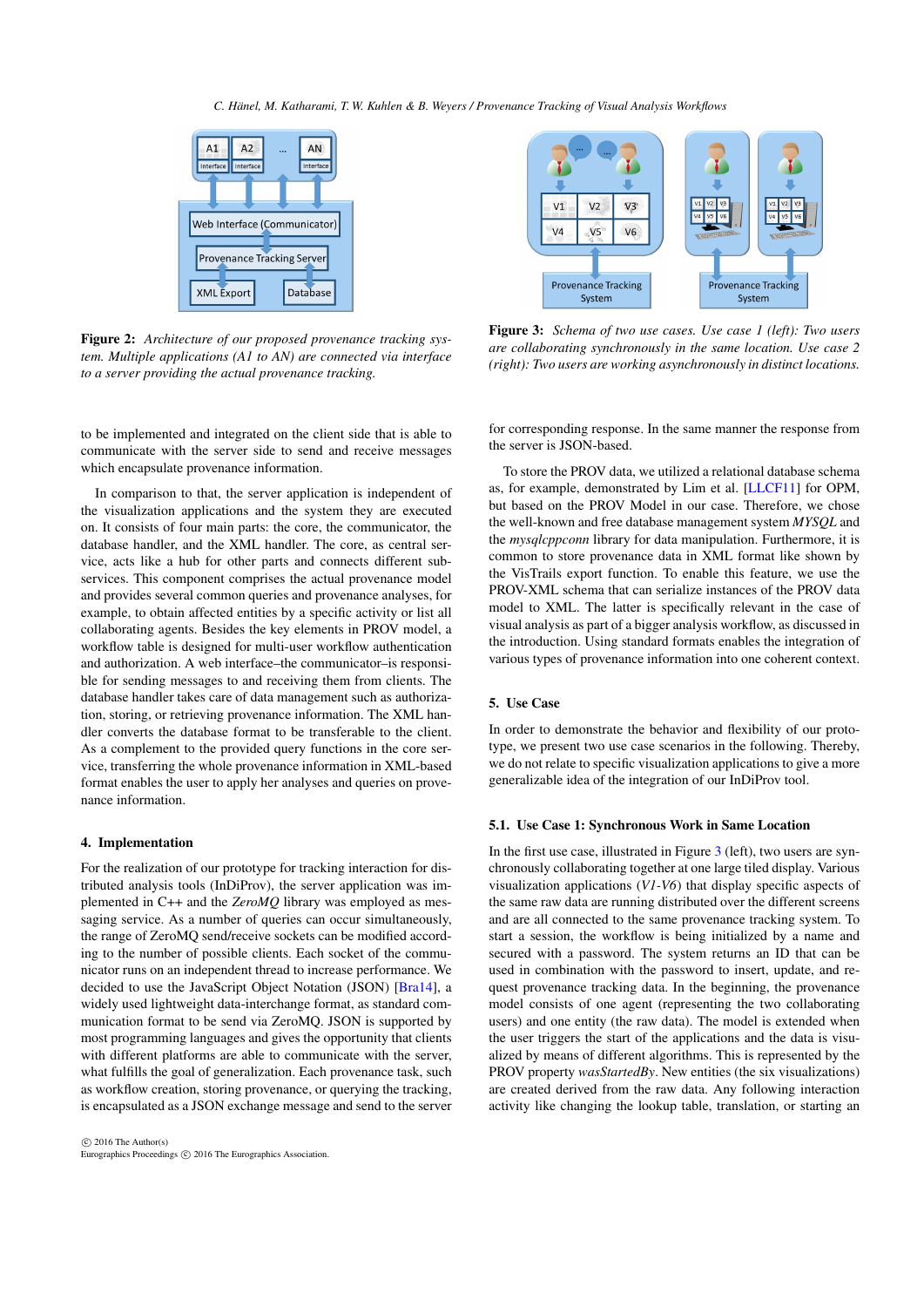**Figure 2:** *Architecture of our proposed provenance tracking system. Multiple applications (A1 to AN) are connected via interface to a server providing the actual provenance tracking.*

**Figure 3:** *Schema of two use cases. Use case 1 (left): Two users are collaborating synchronously in the same location. Use case 2 (right): Two users are working asynchronously in distinct locations.*

to be implemented and integrated on the client side that is able to communicate with the server side to send and receive messages which encapsulate provenance information.

In comparison to that, the server application is independent of the visualization applications and the system they are executed on. It consists of four main parts: the core, the communicator, the database handler, and the XML handler. The core, as central service, acts like a hub for other parts and connects different subservices. This component comprises the actual provenance model and provides several common queries and provenance analyses, for example, to obtain affected entities by a specific activity or list all collaborating agents. Besides the key elements in PROV model, a workflow table is designed for multi-user workflow authentication and authorization. A web interface–the communicator–is responsible for sending messages to and receiving them from clients. The database handler takes care of data management such as authorization, storing, or retrieving provenance information. The XML handler converts the database format to be transferable to the client. As a complement to the provided query functions in the core service, transferring the whole provenance information in XML-based format enables the user to apply her analyses and queries on provenance information.

## 4. Implementation

For the realization of our prototype for tracking interaction for distributed analysis tools (InDiProv), the server application was implemented in C++ and the *ZeroMQ* library was employed as messaging service. As a number of queries can occur simultaneously, the range of ZeroMQ send/receive sockets can be modified according to the number of possible clients. Each socket of the communicator runs on an independent thread to increase performance. We decided to use the JavaScript Object Notation (JSON) [Bra14], a widely used lightweight data-interchange format, as standard communication format to be send via ZeroMQ. JSON is supported by most programming languages and gives the opportunity that clients with different platforms are able to communicate with the server, what fulfills the goal of generalization. Each provenance task, such as workflow creation, storing provenance, or querying the tracking, is encapsulated as a JSON exchange message and send to the server for corresponding response. In the same manner the response from the server is JSON-based.

To store the PROV data, we utilized a relational database schema as, for example, demonstrated by Lim et al. [LLCF11] for OPM, but based on the PROV Model in our case. Therefore, we chose the well-known and free database management system *MYSQL* and the *mysqlcppconn* library for data manipulation. Furthermore, it is common to store provenance data in XML format like shown by the VisTrails export function. To enable this feature, we use the PROV-XML schema that can serialize instances of the PROV data model to XML. The latter is specifically relevant in the case of visual analysis as part of a bigger analysis workflow, as discussed in the introduction. Using standard formats enables the integration of various types of provenance information into one coherent context.

## 5. Use Case

In order to demonstrate the behavior and flexibility of our prototype, we present two use case scenarios in the following. Thereby, we do not relate to specific visualization applications to give a more generalizable idea of the integration of our InDiProv tool.

### 5.1. Use Case 1: Synchronous Work in Same Location

In the first use case, illustrated in Figure 3 (left), two users are synchronously collaborating together at one large tiled display. Various visualization applications (*V1-V6*) that display specific aspects of the same raw data are running distributed over the different screens and are all connected to the same provenance tracking system. To start a session, the workflow is being initialized by a name and secured with a password. The system returns an ID that can be used in combination with the password to insert, update, and request provenance tracking data. In the beginning, the provenance model consists of one agent (representing the two collaborating users) and one entity (the raw data). The model is extended when the user triggers the start of the applications and the data is visualized by means of different algorithms. This is represented by the PROV property *wasStartedBy*. New entities (the six visualizations) are created derived from the raw data. Any following interaction activity like changing the lookup table, translation, or starting an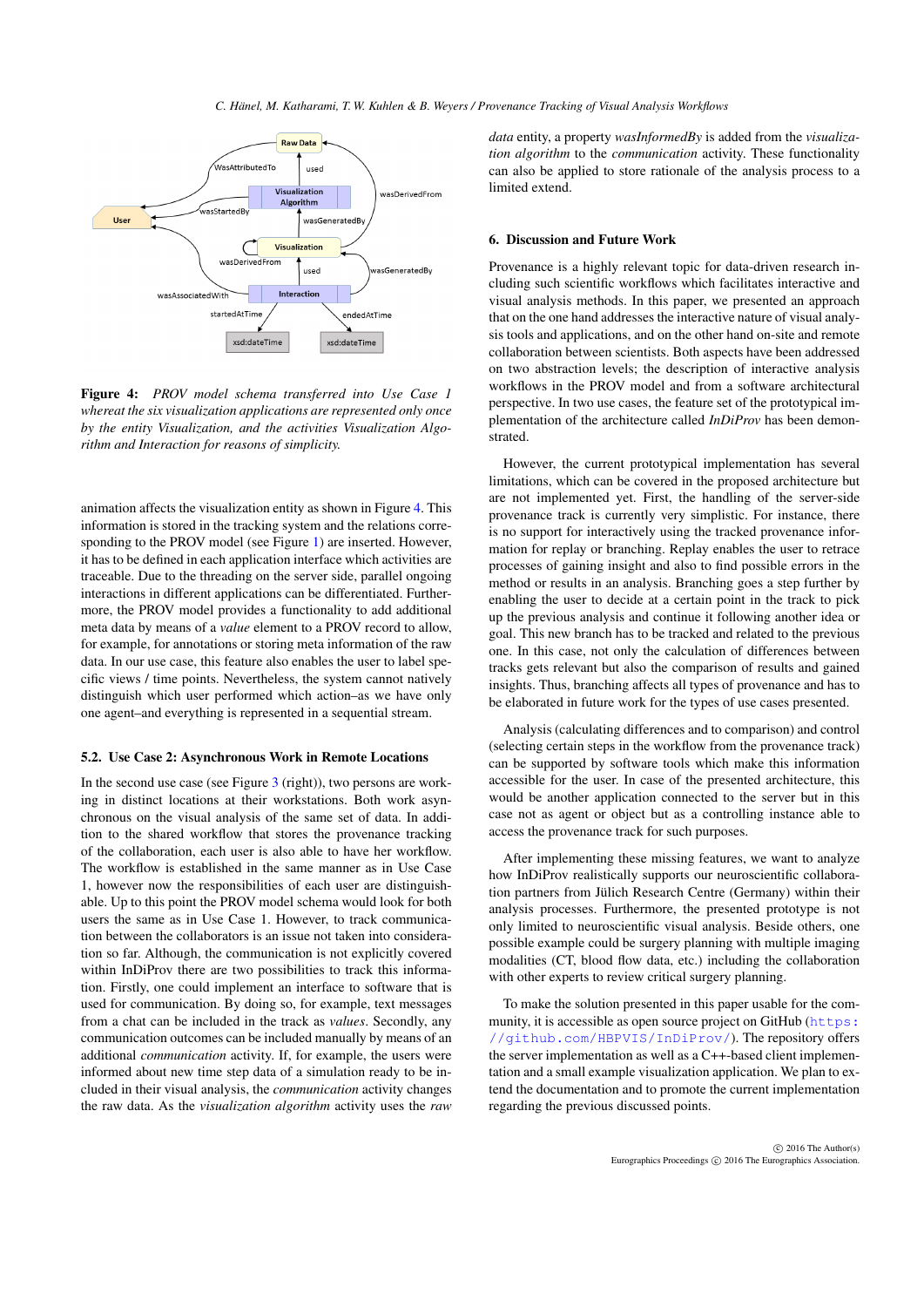**Figure 4:** *PROV model schema transferred into Use Case 1 whereat the six visualization applications are represented only once by the entity Visualization, and the activities Visualization Algorithm and Interaction for reasons of simplicity.*

animation affects the visualization entity as shown in Figure 4. This information is stored in the tracking system and the relations corresponding to the PROV model (see Figure 1) are inserted. However, it has to be defined in each application interface which activities are traceable. Due to the threading on the server side, parallel ongoing interactions in different applications can be differentiated. Furthermore, the PROV model provides a functionality to add additional meta data by means of a *value* element to a PROV record to allow, for example, for annotations or storing meta information of the raw data. In our use case, this feature also enables the user to label specific views / time points. Nevertheless, the system cannot natively distinguish which user performed which action–as we have only one agent–and everything is represented in a sequential stream.

### 5.2. Use Case 2: Asynchronous Work in Remote Locations

In the second use case (see Figure 3 (right)), two persons are working in distinct locations at their workstations. Both work asynchronous on the visual analysis of the same set of data. In addition to the shared workflow that stores the provenance tracking of the collaboration, each user is also able to have her workflow. The workflow is established in the same manner as in Use Case 1, however now the responsibilities of each user are distinguishable. Up to this point the PROV model schema would look for both users the same as in Use Case 1. However, to track communication between the collaborators is an issue not taken into consideration so far. Although, the communication is not explicitly covered within InDiProv there are two possibilities to track this information. Firstly, one could implement an interface to software that is used for communication. By doing so, for example, text messages from a chat can be included in the track as *values*. Secondly, any communication outcomes can be included manually by means of an additional *communication* activity. If, for example, the users were informed about new time step data of a simulation ready to be included in their visual analysis, the *communication* activity changes the raw data. As the *visualization algorithm* activity uses the *raw data* entity, a property *wasInformedBy* is added from the *visualization algorithm* to the *communication* activity. These functionality can also be applied to store rationale of the analysis process to a limited extend.

## 6. Discussion and Future Work

Provenance is a highly relevant topic for data-driven research including such scientific workflows which facilitates interactive and visual analysis methods. In this paper, we presented an approach that on the one hand addresses the interactive nature of visual analysis tools and applications, and on the other hand on-site and remote collaboration between scientists. Both aspects have been addressed on two abstraction levels; the description of interactive analysis workflows in the PROV model and from a software architectural perspective. In two use cases, the feature set of the prototypical implementation of the architecture called *InDiProv* has been demonstrated.

However, the current prototypical implementation has several limitations, which can be covered in the proposed architecture but are not implemented yet. First, the handling of the server-side provenance track is currently very simplistic. For instance, there is no support for interactively using the tracked provenance information for replay or branching. Replay enables the user to retrace processes of gaining insight and also to find possible errors in the method or results in an analysis. Branching goes a step further by enabling the user to decide at a certain point in the track to pick up the previous analysis and continue it following another idea or goal. This new branch has to be tracked and related to the previous one. In this case, not only the calculation of differences between tracks gets relevant but also the comparison of results and gained insights. Thus, branching affects all types of provenance and has to be elaborated in future work for the types of use cases presented.

Analysis (calculating differences and to comparison) and control (selecting certain steps in the workflow from the provenance track) can be supported by software tools which make this information accessible for the user. In case of the presented architecture, this would be another application connected to the server but in this case not as agent or object but as a controlling instance able to access the provenance track for such purposes.

After implementing these missing features, we want to analyze how InDiProv realistically supports our neuroscientific collaboration partners from Jülich Research Centre (Germany) within their analysis processes. Furthermore, the presented prototype is not only limited to neuroscientific visual analysis. Beside others, one possible example could be surgery planning with multiple imaging modalities (CT, blood flow data, etc.) including the collaboration with other experts to review critical surgery planning.

To make the solution presented in this paper usable for the community, it is accessible as open source project on GitHub (https://github.com/HBPVIS/InDiProv/). The repository offers the server implementation as well as a C++-based client implementation and a small example visualization application. We plan to extend the documentation and to promote the current implementation regarding the previous discussed points.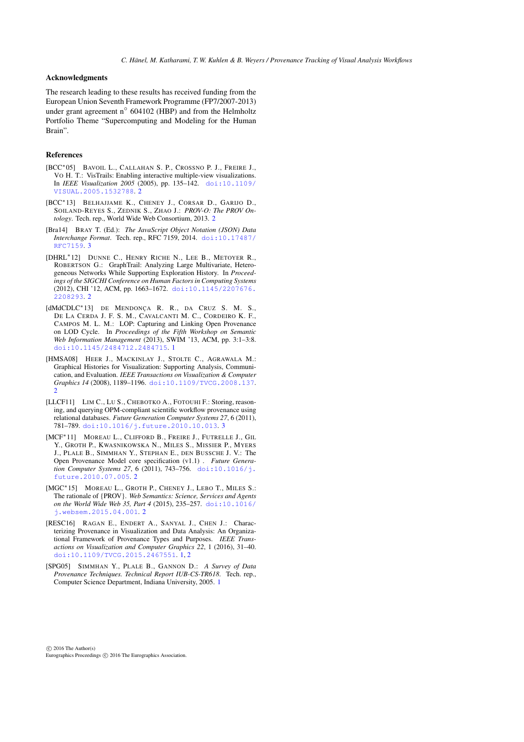## Acknowledgments

The research leading to these results has received funding from the European Union Seventh Framework Programme (FP7/2007-2013) under grant agreement n° 604102 (HBP) and from the Helmholtz Portfolio Theme "Supercomputing and Modeling for the Human Brain".

## References

[BCC*05] BAVOIL L., CALLAHAN S. P., CROSSNO P. J., FREIRE J., VO H. T.: VisTrails: Enabling interactive multiple-view visualizations. In *IEEE Visualization 2005* (2005), pp. 135–142. doi:10.1109/VISUAL.2005.1532788. 2

[BCC*13] BELHAJJAME K., CHENEY J., CORSAR D., GARIJO D., SOILAND-REYES S., ZEDNIK S., ZHAO J.: *PROV-O: The PROV Ontology*. Tech. rep., World Wide Web Consortium, 2013. 2

[Bra14] BRAY T. (Ed.): *The JavaScript Object Notation (JSON) Data Interchange Format*. Tech. rep., RFC 7159, 2014. doi:10.17487/RFC7159. 3

[DHRL*12] DUNNE C., HENRY RICHE N., LEE B., METOYER R., ROBERTSON G.: GraphTrail: Analyzing Large Multivariate, Heterogeneous Networks While Supporting Exploration History. In *Proceedings of the SIGCHI Conference on Human Factors in Computing Systems* (2012), CHI '12, ACM, pp. 1663–1672. doi:10.1145/2207676.2208293. 2

[dMdCDLC*13] DE MENDONÇA R. R., DA CRUZ S. M. S., DE LA CERDA J. F. S. M., CAVALCANTI M. C., CORDEIRO K. F., CAMPOS M. L. M.: LOP: Capturing and Linking Open Provenance on LOD Cycle. In *Proceedings of the Fifth Workshop on Semantic Web Information Management* (2013), SWIM '13, ACM, pp. 3:1–3:8. doi:10.1145/2484712.2484715. 1

[HMSA08] HEER J., MACKINLAY J., STOLTE C., AGRAWALA M.: Graphical Histories for Visualization: Supporting Analysis, Communication, and Evaluation. *IEEE Transactions on Visualization & Computer Graphics 14* (2008), 1189–1196. doi:10.1109/TVCG.2008.137. 2

[LLCF11] LIM C., LU S., CHEBOTKO A., FOTOUHI F.: Storing, reasoning, and querying OPM-compliant scientific workflow provenance using relational databases. *Future Generation Computer Systems 27*, 6 (2011), 781–789. doi:10.1016/j.future.2010.10.013. 3

[MCF*11] MOREAU L., CLIFFORD B., FREIRE J., FUTRELLE J., GIL Y., GROTH P., KWASNIKOWSKA N., MILES S., MISSIER P., MYERS J., PLALE B., SIMMHAN Y., STEPHAN E., DEN BUSSCHE J. V.: The Open Provenance Model core specification (v1.1) . *Future Generation Computer Systems 27*, 6 (2011), 743–756. doi:10.1016/j.future.2010.07.005. 2

[MGC*15] MOREAU L., GROTH P., CHENEY J., LEBO T., MILES S.: The rationale of {PROV}. *Web Semantics: Science, Services and Agents on the World Wide Web 35, Part 4* (2015), 235–257. doi:10.1016/j.websem.2015.04.001. 2

[RESC16] RAGAN E., ENDERT A., SANYAL J., CHEN J.: Characterizing Provenance in Visualization and Data Analysis: An Organizational Framework of Provenance Types and Purposes. *IEEE Transactions on Visualization and Computer Graphics 22*, 1 (2016), 31–40. doi:10.1109/TVCG.2015.2467551. 1, 2

[SPG05] SIMMHAN Y., PLALE B., GANNON D.: *A Survey of Data Provenance Techniques. Technical Report IUB-CS-TR618*. Tech. rep., Computer Science Department, Indiana University, 2005. 1